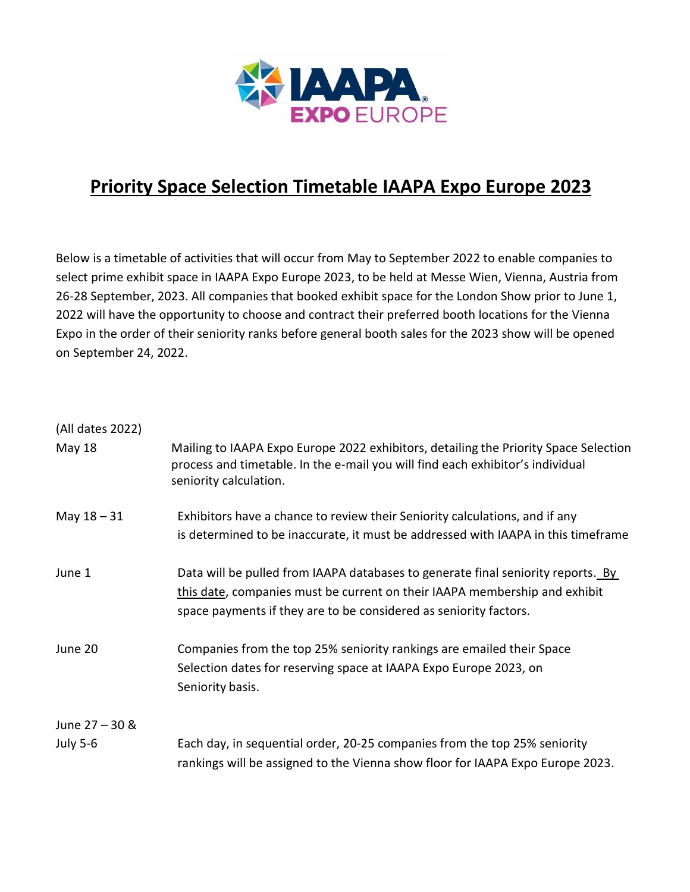# Priority Space Selection Timetable IAAPA Expo Europe 2023

Below is a timetable of activities that will occur from May to September 2022 to enable companies to select prime exhibit space in IAAPA Expo Europe 2023, to be held at Messe Wien, Vienna, Austria from 26-28 September, 2023. All companies that booked exhibit space for the London Show prior to June 1, 2022 will have the opportunity to choose and contract their preferred booth locations for the Vienna Expo in the order of their seniority ranks before general booth sales for the 2023 show will be opened on September 24, 2022.

| (All dates 2022) | |
|---|---|
| May 18 | Mailing to IAAPA Expo Europe 2022 exhibitors, detailing the Priority Space Selection process and timetable. In the e-mail you will find each exhibitor's individual seniority calculation. |
| May 18 – 31 | Exhibitors have a chance to review their Seniority calculations, and if any is determined to be inaccurate, it must be addressed with IAAPA in this timeframe |
| June 1 | Data will be pulled from IAAPA databases to generate final seniority reports. By this date, companies must be current on their IAAPA membership and exhibit space payments if they are to be considered as seniority factors. |
| June 20 | Companies from the top 25% seniority rankings are emailed their Space Selection dates for reserving space at IAAPA Expo Europe 2023, on Seniority basis. |
| June 27 – 30 & July 5-6 | Each day, in sequential order, 20-25 companies from the top 25% seniority rankings will be assigned to the Vienna show floor for IAAPA Expo Europe 2023. |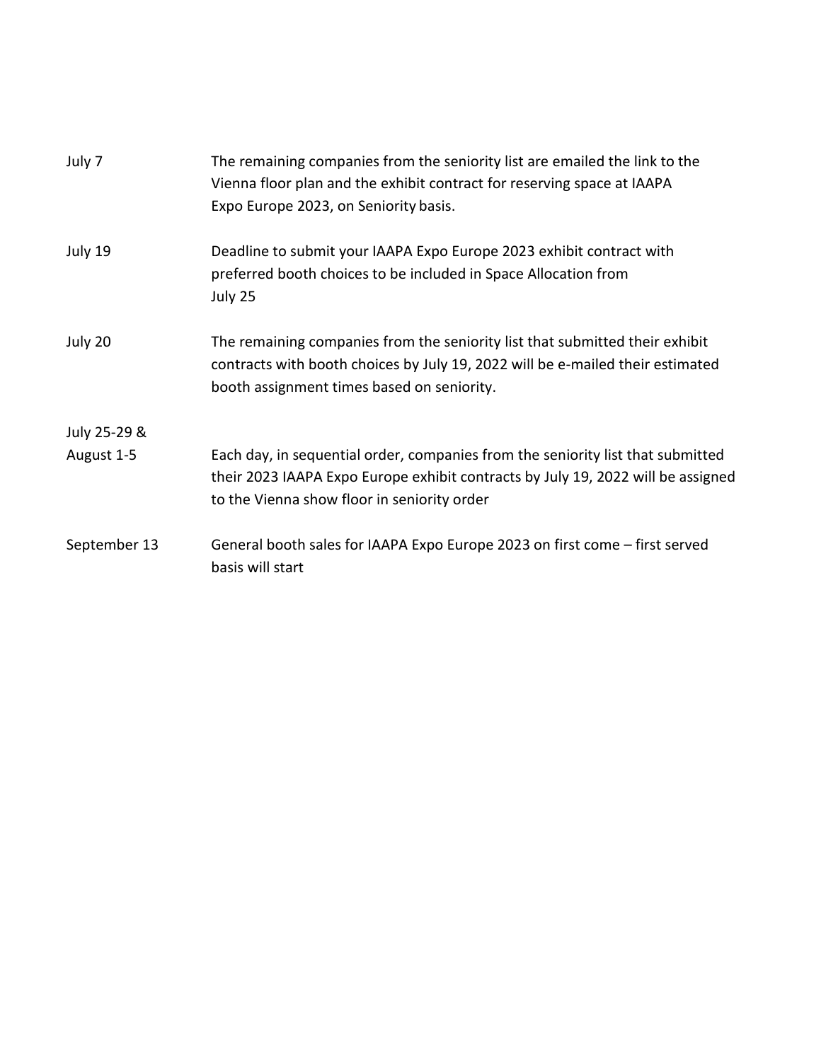| | |
|---|---|
| July 7 | The remaining companies from the seniority list are emailed the link to the Vienna floor plan and the exhibit contract for reserving space at IAAPA Expo Europe 2023, on Seniority basis. |
| July 19 | Deadline to submit your IAAPA Expo Europe 2023 exhibit contract with preferred booth choices to be included in Space Allocation from July 25 |
| July 20 | The remaining companies from the seniority list that submitted their exhibit contracts with booth choices by July 19, 2022 will be e-mailed their estimated booth assignment times based on seniority. |
| July 25-29 & August 1-5 | Each day, in sequential order, companies from the seniority list that submitted their 2023 IAAPA Expo Europe exhibit contracts by July 19, 2022 will be assigned to the Vienna show floor in seniority order |
| September 13 | General booth sales for IAAPA Expo Europe 2023 on first come – first served basis will start |